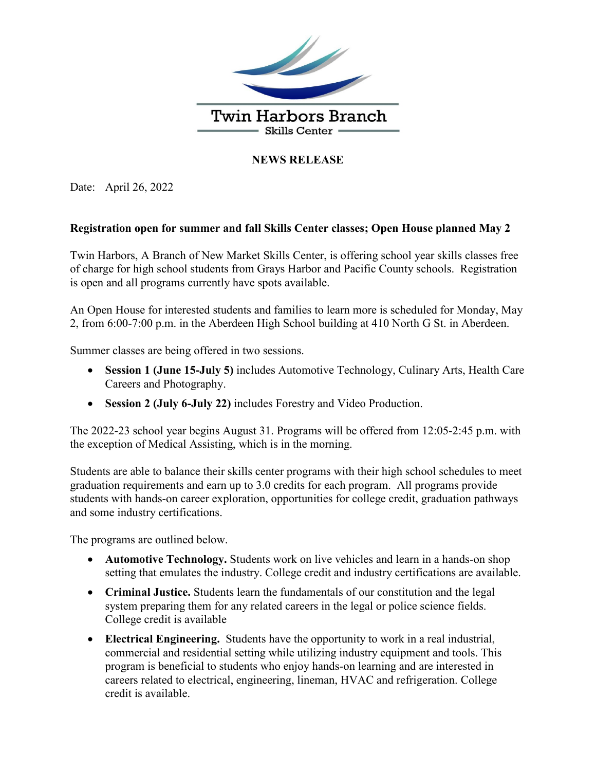Twin Harbors Branch

Skills Center

**NEWS RELEASE**

Date: April 26, 2022

**Registration open for summer and fall Skills Center classes; Open House planned May 2**

Twin Harbors, A Branch of New Market Skills Center, is offering school year skills classes free of charge for high school students from Grays Harbor and Pacific County schools. Registration is open and all programs currently have spots available.

An Open House for interested students and families to learn more is scheduled for Monday, May 2, from 6:00-7:00 p.m. in the Aberdeen High School building at 410 North G St. in Aberdeen.

Summer classes are being offered in two sessions.

- **Session 1 (June 15-July 5)** includes Automotive Technology, Culinary Arts, Health Care Careers and Photography.
- **Session 2 (July 6-July 22)** includes Forestry and Video Production.

The 2022-23 school year begins August 31. Programs will be offered from 12:05-2:45 p.m. with the exception of Medical Assisting, which is in the morning.

Students are able to balance their skills center programs with their high school schedules to meet graduation requirements and earn up to 3.0 credits for each program. All programs provide students with hands-on career exploration, opportunities for college credit, graduation pathways and some industry certifications.

The programs are outlined below.

- **Automotive Technology.** Students work on live vehicles and learn in a hands-on shop setting that emulates the industry. College credit and industry certifications are available.
- **Criminal Justice.** Students learn the fundamentals of our constitution and the legal system preparing them for any related careers in the legal or police science fields. College credit is available
- **Electrical Engineering.** Students have the opportunity to work in a real industrial, commercial and residential setting while utilizing industry equipment and tools. This program is beneficial to students who enjoy hands-on learning and are interested in careers related to electrical, engineering, lineman, HVAC and refrigeration. College credit is available.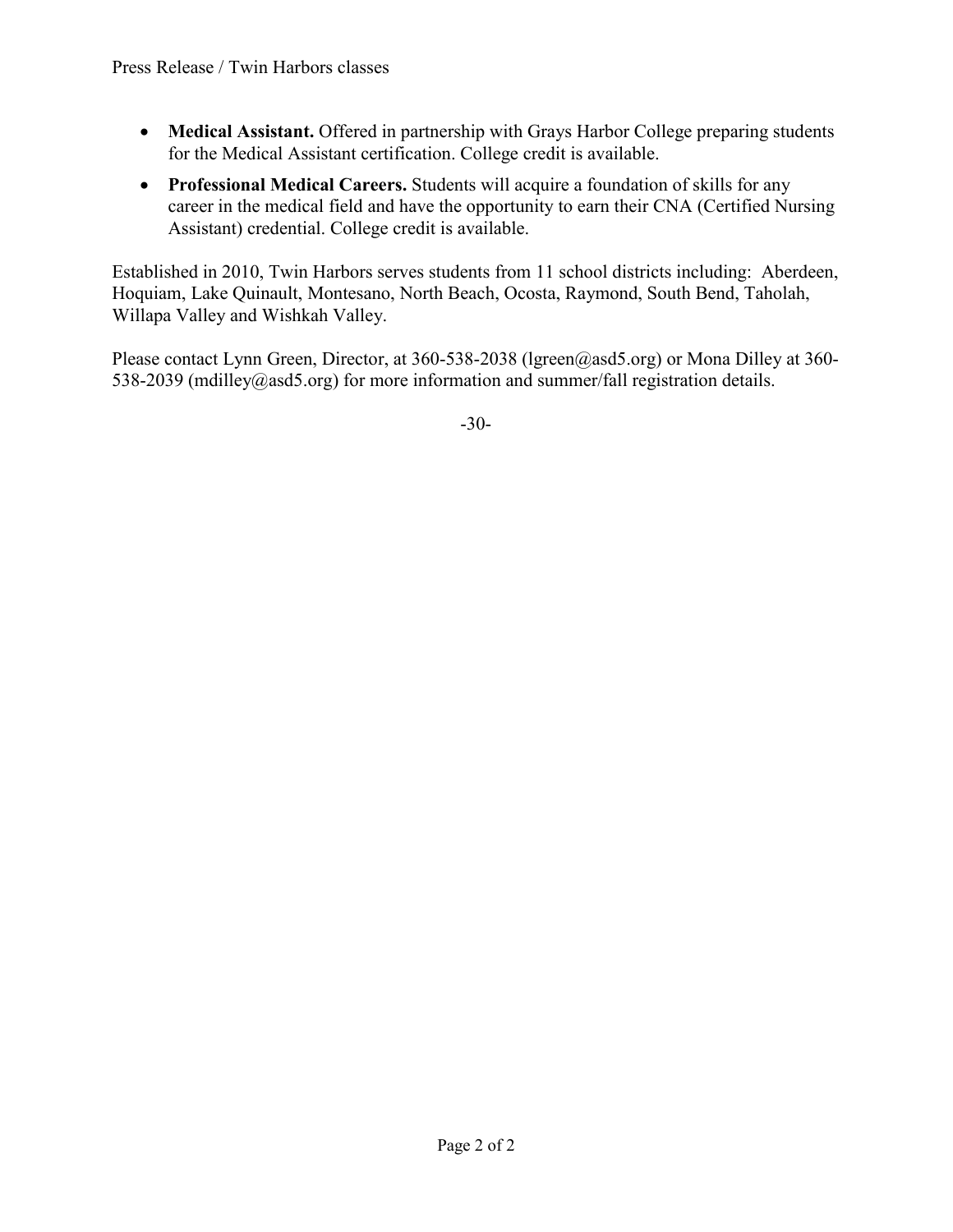- **Medical Assistant.** Offered in partnership with Grays Harbor College preparing students for the Medical Assistant certification. College credit is available.
- **Professional Medical Careers.** Students will acquire a foundation of skills for any career in the medical field and have the opportunity to earn their CNA (Certified Nursing Assistant) credential. College credit is available.

Established in 2010, Twin Harbors serves students from 11 school districts including: Aberdeen, Hoquiam, Lake Quinault, Montesano, North Beach, Ocosta, Raymond, South Bend, Taholah, Willapa Valley and Wishkah Valley.

Please contact Lynn Green, Director, at 360-538-2038 (lgreen@asd5.org) or Mona Dilley at 360-538-2039 (mdilley@asd5.org) for more information and summer/fall registration details.

-30-